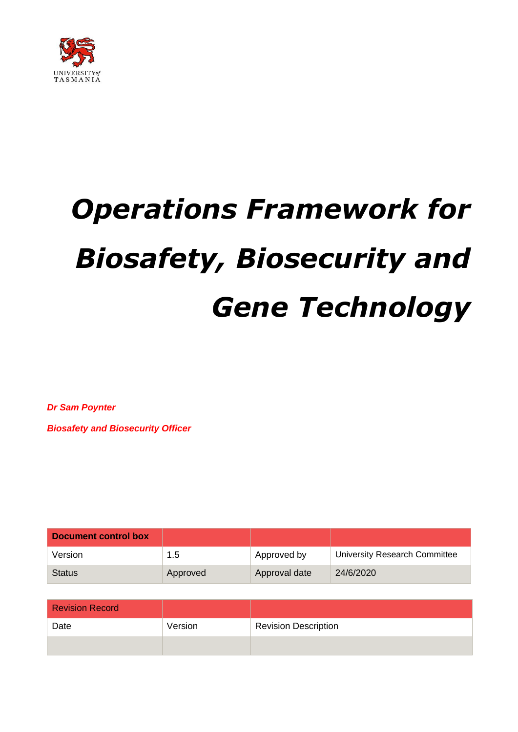UNIVERSITY of TASMANIA

# *Operations Framework for Biosafety, Biosecurity and Gene Technology*

***Dr Sam Poynter***

***Biosafety and Biosecurity Officer***

| **Document control box** | | | |
|---|---|---|---|
| Version | 1.5 | Approved by | University Research Committee |
| Status | Approved | Approval date | 24/6/2020 |

| Revision Record | | |
|---|---|---|
| Date | Version | Revision Description |
| | | |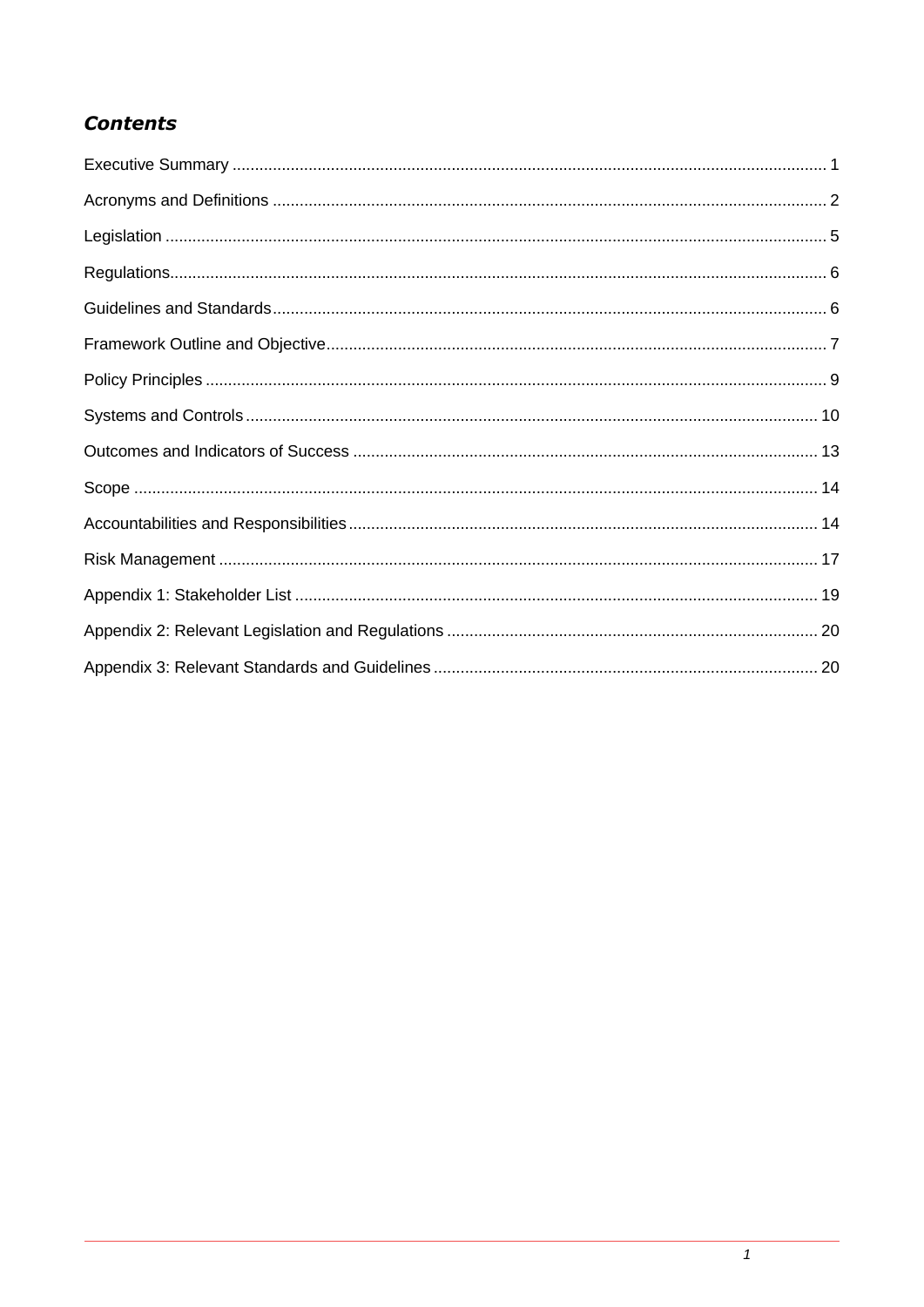## *Contents*

Executive Summary ..... 1
Acronyms and Definitions ..... 2
Legislation ..... 5
Regulations ..... 6
Guidelines and Standards ..... 6
Framework Outline and Objective ..... 7
Policy Principles ..... 9
Systems and Controls ..... 10
Outcomes and Indicators of Success ..... 13
Scope ..... 14
Accountabilities and Responsibilities ..... 14
Risk Management ..... 17
Appendix 1: Stakeholder List ..... 19
Appendix 2: Relevant Legislation and Regulations ..... 20
Appendix 3: Relevant Standards and Guidelines ..... 20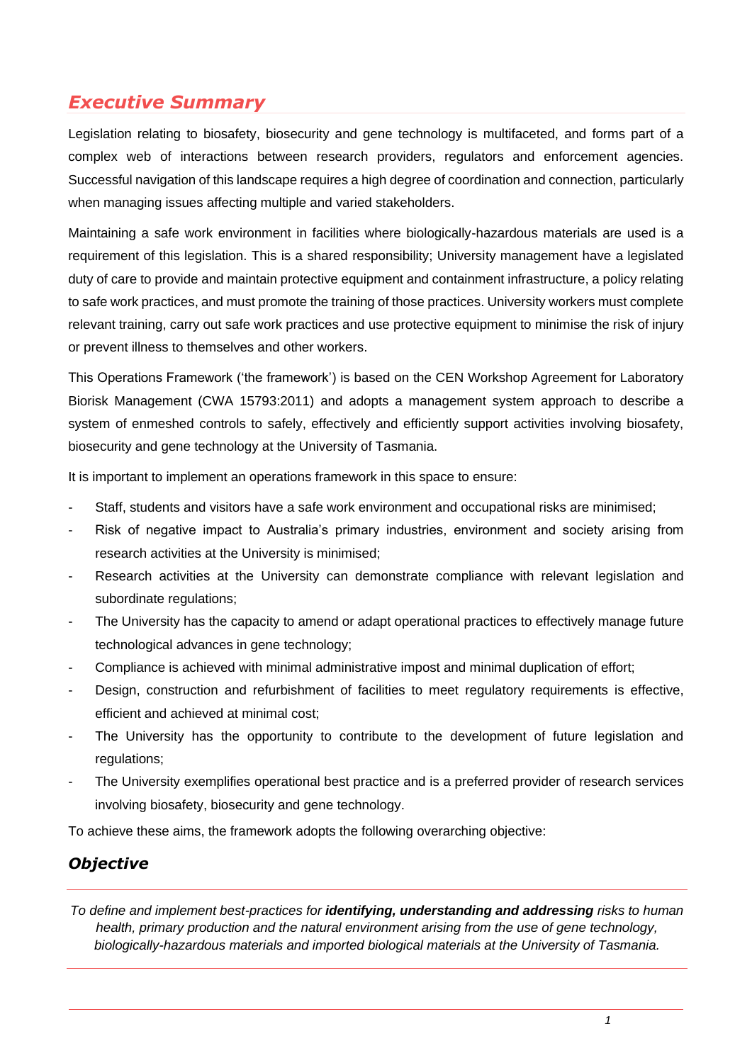## *Executive Summary*

Legislation relating to biosafety, biosecurity and gene technology is multifaceted, and forms part of a complex web of interactions between research providers, regulators and enforcement agencies. Successful navigation of this landscape requires a high degree of coordination and connection, particularly when managing issues affecting multiple and varied stakeholders.

Maintaining a safe work environment in facilities where biologically-hazardous materials are used is a requirement of this legislation. This is a shared responsibility; University management have a legislated duty of care to provide and maintain protective equipment and containment infrastructure, a policy relating to safe work practices, and must promote the training of those practices. University workers must complete relevant training, carry out safe work practices and use protective equipment to minimise the risk of injury or prevent illness to themselves and other workers.

This Operations Framework ('the framework') is based on the CEN Workshop Agreement for Laboratory Biorisk Management (CWA 15793:2011) and adopts a management system approach to describe a system of enmeshed controls to safely, effectively and efficiently support activities involving biosafety, biosecurity and gene technology at the University of Tasmania.

It is important to implement an operations framework in this space to ensure:

- Staff, students and visitors have a safe work environment and occupational risks are minimised;
- Risk of negative impact to Australia's primary industries, environment and society arising from research activities at the University is minimised;
- Research activities at the University can demonstrate compliance with relevant legislation and subordinate regulations;
- The University has the capacity to amend or adapt operational practices to effectively manage future technological advances in gene technology;
- Compliance is achieved with minimal administrative impost and minimal duplication of effort;
- Design, construction and refurbishment of facilities to meet regulatory requirements is effective, efficient and achieved at minimal cost;
- The University has the opportunity to contribute to the development of future legislation and regulations;
- The University exemplifies operational best practice and is a preferred provider of research services involving biosafety, biosecurity and gene technology.

To achieve these aims, the framework adopts the following overarching objective:

### *Objective*

---

*To define and implement best-practices for **identifying, understanding and addressing** risks to human health, primary production and the natural environment arising from the use of gene technology, biologically-hazardous materials and imported biological materials at the University of Tasmania.*

---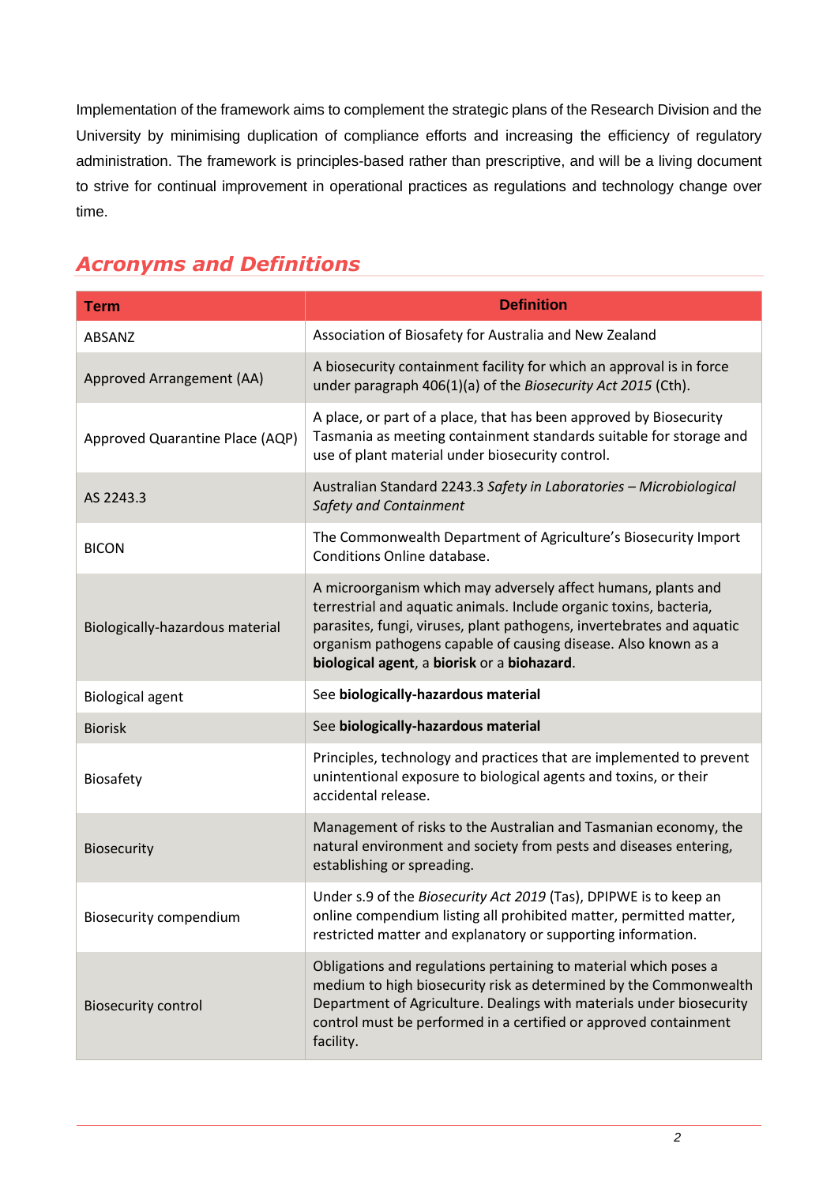Implementation of the framework aims to complement the strategic plans of the Research Division and the University by minimising duplication of compliance efforts and increasing the efficiency of regulatory administration. The framework is principles-based rather than prescriptive, and will be a living document to strive for continual improvement in operational practices as regulations and technology change over time.

## *Acronyms and Definitions*

| Term | Definition |
|---|---|
| ABSANZ | Association of Biosafety for Australia and New Zealand |
| Approved Arrangement (AA) | A biosecurity containment facility for which an approval is in force under paragraph 406(1)(a) of the *Biosecurity Act 2015* (Cth). |
| Approved Quarantine Place (AQP) | A place, or part of a place, that has been approved by Biosecurity Tasmania as meeting containment standards suitable for storage and use of plant material under biosecurity control. |
| AS 2243.3 | Australian Standard 2243.3 *Safety in Laboratories – Microbiological Safety and Containment* |
| BICON | The Commonwealth Department of Agriculture's Biosecurity Import Conditions Online database. |
| Biologically-hazardous material | A microorganism which may adversely affect humans, plants and terrestrial and aquatic animals. Include organic toxins, bacteria, parasites, fungi, viruses, plant pathogens, invertebrates and aquatic organism pathogens capable of causing disease. Also known as a **biological agent**, a **biorisk** or a **biohazard**. |
| Biological agent | See **biologically-hazardous material** |
| Biorisk | See **biologically-hazardous material** |
| Biosafety | Principles, technology and practices that are implemented to prevent unintentional exposure to biological agents and toxins, or their accidental release. |
| Biosecurity | Management of risks to the Australian and Tasmanian economy, the natural environment and society from pests and diseases entering, establishing or spreading. |
| Biosecurity compendium | Under s.9 of the *Biosecurity Act 2019* (Tas), DPIPWE is to keep an online compendium listing all prohibited matter, permitted matter, restricted matter and explanatory or supporting information. |
| Biosecurity control | Obligations and regulations pertaining to material which poses a medium to high biosecurity risk as determined by the Commonwealth Department of Agriculture. Dealings with materials under biosecurity control must be performed in a certified or approved containment facility. |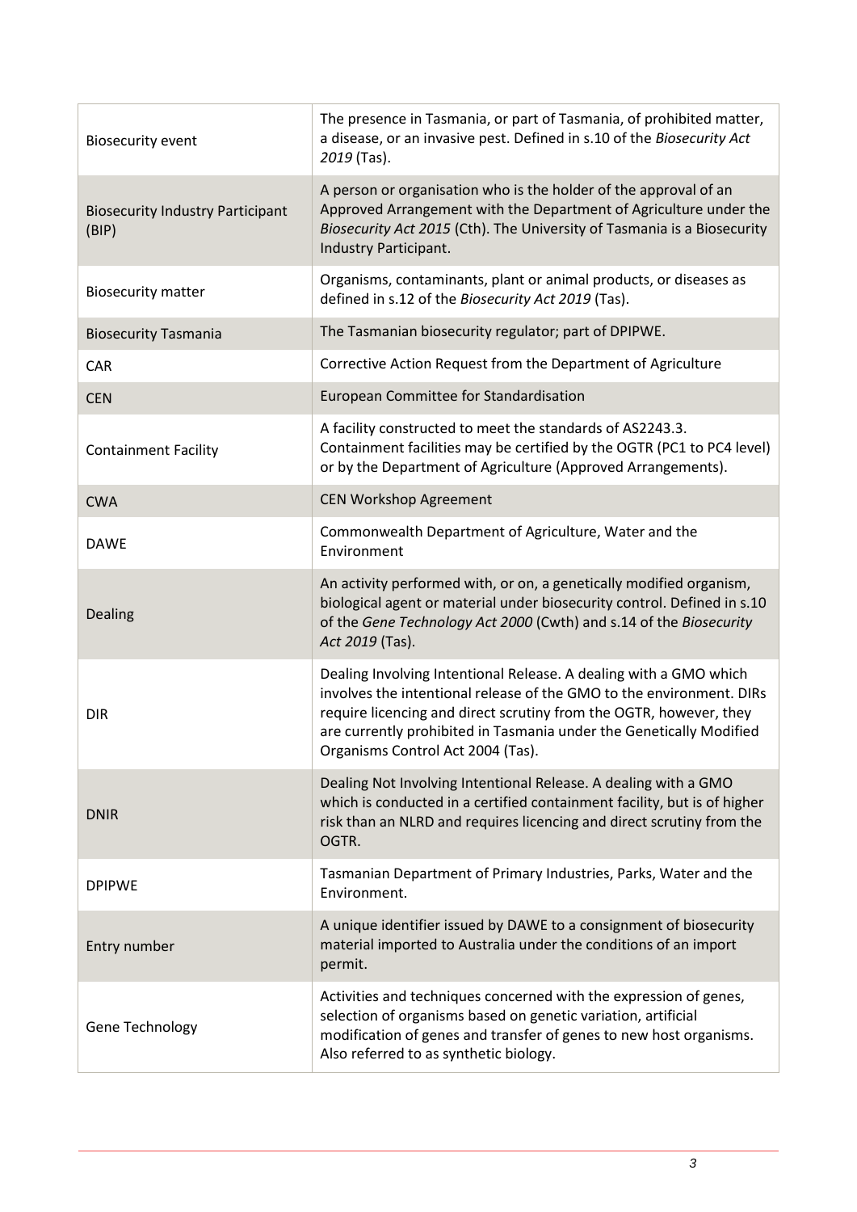| | |
|---|---|
| Biosecurity event | The presence in Tasmania, or part of Tasmania, of prohibited matter, a disease, or an invasive pest. Defined in s.10 of the *Biosecurity Act 2019* (Tas). |
| Biosecurity Industry Participant (BIP) | A person or organisation who is the holder of the approval of an Approved Arrangement with the Department of Agriculture under the *Biosecurity Act 2015* (Cth). The University of Tasmania is a Biosecurity Industry Participant. |
| Biosecurity matter | Organisms, contaminants, plant or animal products, or diseases as defined in s.12 of the *Biosecurity Act 2019* (Tas). |
| Biosecurity Tasmania | The Tasmanian biosecurity regulator; part of DPIPWE. |
| CAR | Corrective Action Request from the Department of Agriculture |
| CEN | European Committee for Standardisation |
| Containment Facility | A facility constructed to meet the standards of AS2243.3. Containment facilities may be certified by the OGTR (PC1 to PC4 level) or by the Department of Agriculture (Approved Arrangements). |
| CWA | CEN Workshop Agreement |
| DAWE | Commonwealth Department of Agriculture, Water and the Environment |
| Dealing | An activity performed with, or on, a genetically modified organism, biological agent or material under biosecurity control. Defined in s.10 of the *Gene Technology Act 2000* (Cwth) and s.14 of the *Biosecurity Act 2019* (Tas). |
| DIR | Dealing Involving Intentional Release. A dealing with a GMO which involves the intentional release of the GMO to the environment. DIRs require licencing and direct scrutiny from the OGTR, however, they are currently prohibited in Tasmania under the Genetically Modified Organisms Control Act 2004 (Tas). |
| DNIR | Dealing Not Involving Intentional Release. A dealing with a GMO which is conducted in a certified containment facility, but is of higher risk than an NLRD and requires licencing and direct scrutiny from the OGTR. |
| DPIPWE | Tasmanian Department of Primary Industries, Parks, Water and the Environment. |
| Entry number | A unique identifier issued by DAWE to a consignment of biosecurity material imported to Australia under the conditions of an import permit. |
| Gene Technology | Activities and techniques concerned with the expression of genes, selection of organisms based on genetic variation, artificial modification of genes and transfer of genes to new host organisms. Also referred to as synthetic biology. |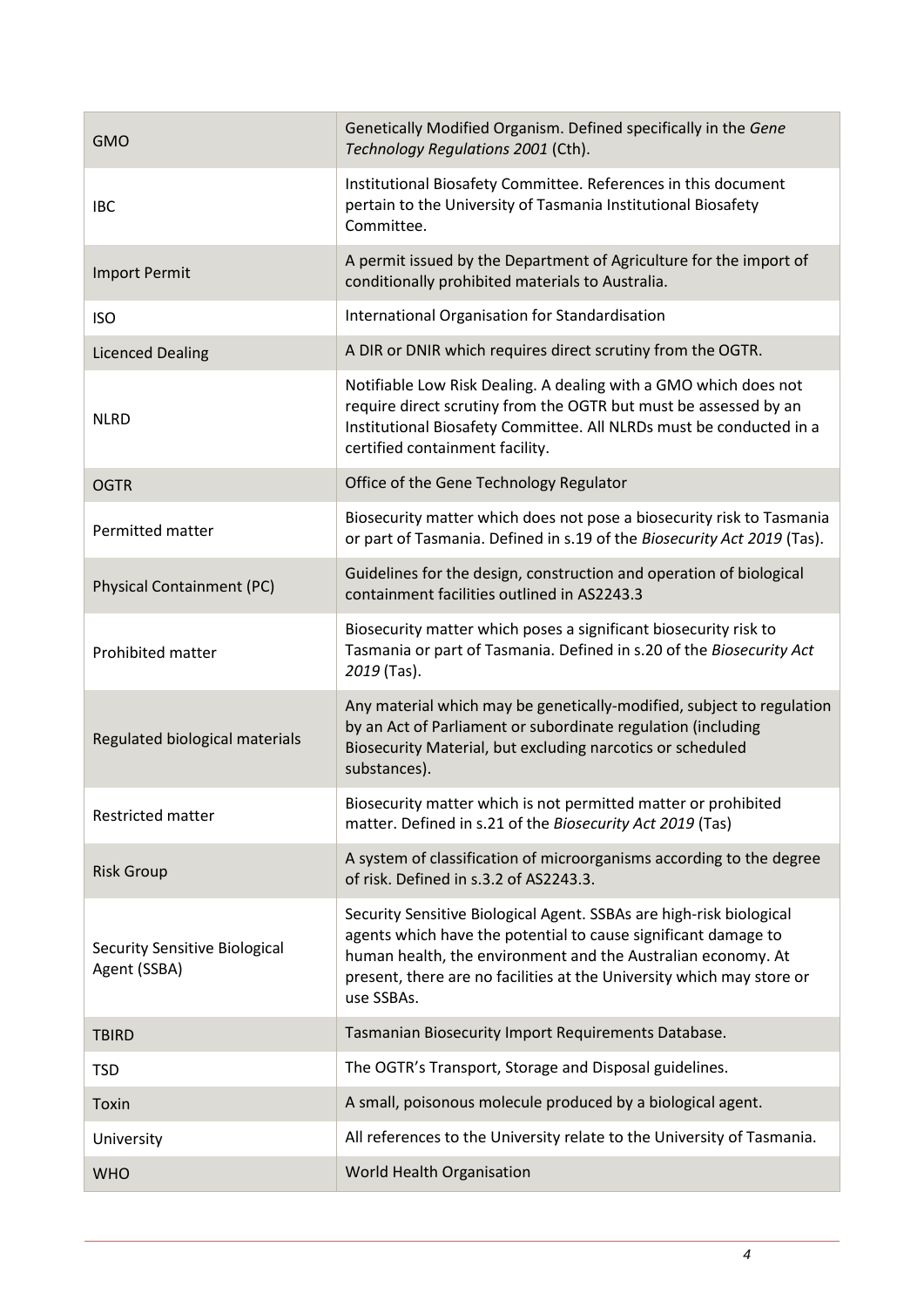| | |
|---|---|
| GMO | Genetically Modified Organism. Defined specifically in the *Gene Technology Regulations 2001* (Cth). |
| IBC | Institutional Biosafety Committee. References in this document pertain to the University of Tasmania Institutional Biosafety Committee. |
| Import Permit | A permit issued by the Department of Agriculture for the import of conditionally prohibited materials to Australia. |
| ISO | International Organisation for Standardisation |
| Licenced Dealing | A DIR or DNIR which requires direct scrutiny from the OGTR. |
| NLRD | Notifiable Low Risk Dealing. A dealing with a GMO which does not require direct scrutiny from the OGTR but must be assessed by an Institutional Biosafety Committee. All NLRDs must be conducted in a certified containment facility. |
| OGTR | Office of the Gene Technology Regulator |
| Permitted matter | Biosecurity matter which does not pose a biosecurity risk to Tasmania or part of Tasmania. Defined in s.19 of the *Biosecurity Act 2019* (Tas). |
| Physical Containment (PC) | Guidelines for the design, construction and operation of biological containment facilities outlined in AS2243.3 |
| Prohibited matter | Biosecurity matter which poses a significant biosecurity risk to Tasmania or part of Tasmania. Defined in s.20 of the *Biosecurity Act 2019* (Tas). |
| Regulated biological materials | Any material which may be genetically-modified, subject to regulation by an Act of Parliament or subordinate regulation (including Biosecurity Material, but excluding narcotics or scheduled substances). |
| Restricted matter | Biosecurity matter which is not permitted matter or prohibited matter. Defined in s.21 of the *Biosecurity Act 2019* (Tas) |
| Risk Group | A system of classification of microorganisms according to the degree of risk. Defined in s.3.2 of AS2243.3. |
| Security Sensitive Biological Agent (SSBA) | Security Sensitive Biological Agent. SSBAs are high-risk biological agents which have the potential to cause significant damage to human health, the environment and the Australian economy. At present, there are no facilities at the University which may store or use SSBAs. |
| TBIRD | Tasmanian Biosecurity Import Requirements Database. |
| TSD | The OGTR's Transport, Storage and Disposal guidelines. |
| Toxin | A small, poisonous molecule produced by a biological agent. |
| University | All references to the University relate to the University of Tasmania. |
| WHO | World Health Organisation |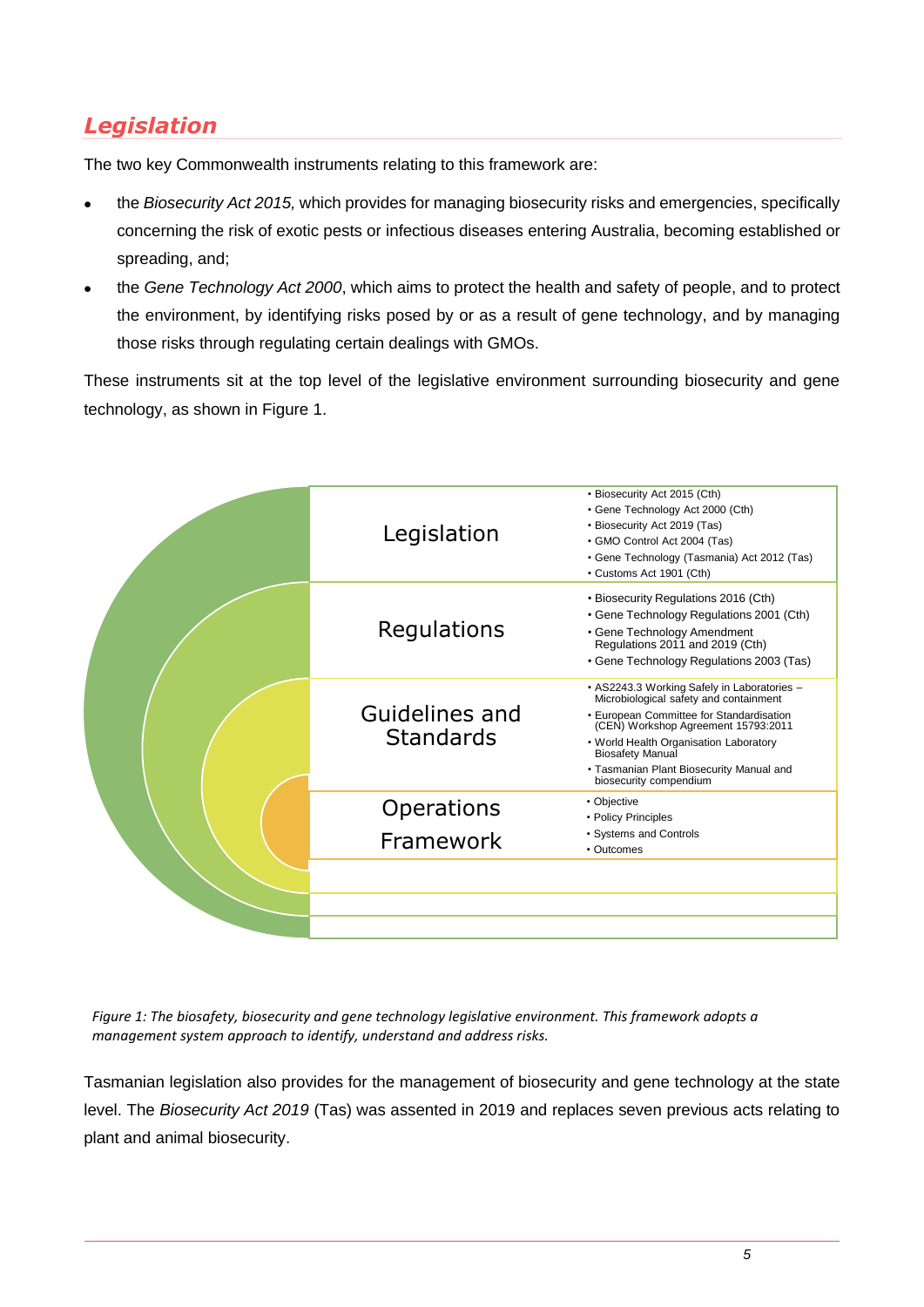## *Legislation*

The two key Commonwealth instruments relating to this framework are:

- the *Biosecurity Act 2015,* which provides for managing biosecurity risks and emergencies, specifically concerning the risk of exotic pests or infectious diseases entering Australia, becoming established or spreading, and;
- the *Gene Technology Act 2000*, which aims to protect the health and safety of people, and to protect the environment, by identifying risks posed by or as a result of gene technology, and by managing those risks through regulating certain dealings with GMOs.

These instruments sit at the top level of the legislative environment surrounding biosecurity and gene technology, as shown in Figure 1.

| Level | Instruments |
|---|---|
| Legislation | • Biosecurity Act 2015 (Cth)<br>• Gene Technology Act 2000 (Cth)<br>• Biosecurity Act 2019 (Tas)<br>• GMO Control Act 2004 (Tas)<br>• Gene Technology (Tasmania) Act 2012 (Tas)<br>• Customs Act 1901 (Cth) |
| Regulations | • Biosecurity Regulations 2016 (Cth)<br>• Gene Technology Regulations 2001 (Cth)<br>• Gene Technology Amendment Regulations 2011 and 2019 (Cth)<br>• Gene Technology Regulations 2003 (Tas) |
| Guidelines and Standards | • AS2243.3 Working Safely in Laboratories – Microbiological safety and containment<br>• European Committee for Standardisation (CEN) Workshop Agreement 15793:2011<br>• World Health Organisation Laboratory Biosafety Manual<br>• Tasmanian Plant Biosecurity Manual and biosecurity compendium |
| Operations Framework | • Objective<br>• Policy Principles<br>• Systems and Controls<br>• Outcomes |

*Figure 1: The biosafety, biosecurity and gene technology legislative environment. This framework adopts a management system approach to identify, understand and address risks.*

Tasmanian legislation also provides for the management of biosecurity and gene technology at the state level. The *Biosecurity Act 2019* (Tas) was assented in 2019 and replaces seven previous acts relating to plant and animal biosecurity.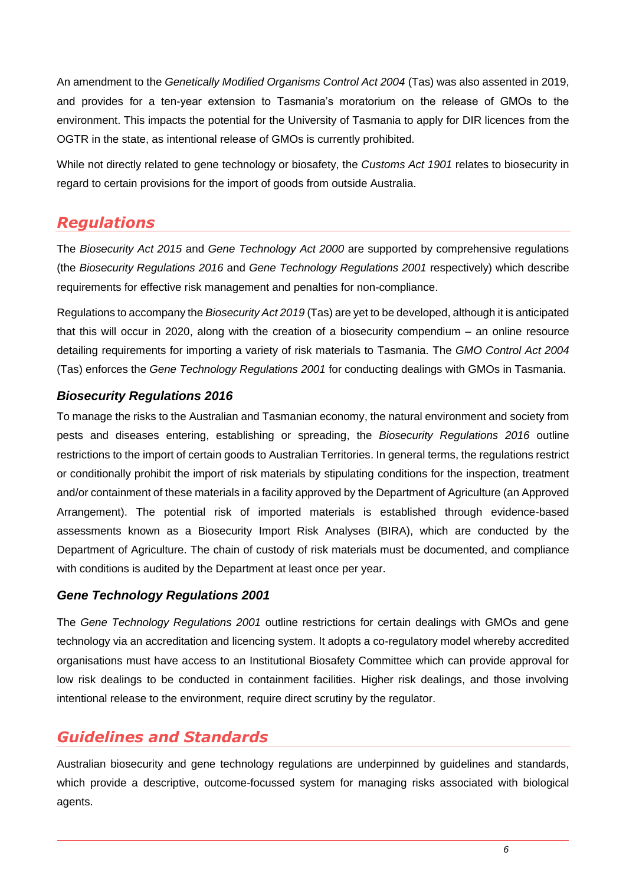An amendment to the *Genetically Modified Organisms Control Act 2004* (Tas) was also assented in 2019, and provides for a ten-year extension to Tasmania's moratorium on the release of GMOs to the environment. This impacts the potential for the University of Tasmania to apply for DIR licences from the OGTR in the state, as intentional release of GMOs is currently prohibited.

While not directly related to gene technology or biosafety, the *Customs Act 1901* relates to biosecurity in regard to certain provisions for the import of goods from outside Australia.

## Regulations

The *Biosecurity Act 2015* and *Gene Technology Act 2000* are supported by comprehensive regulations (the *Biosecurity Regulations 2016* and *Gene Technology Regulations 2001* respectively) which describe requirements for effective risk management and penalties for non-compliance.

Regulations to accompany the *Biosecurity Act 2019* (Tas) are yet to be developed, although it is anticipated that this will occur in 2020, along with the creation of a biosecurity compendium – an online resource detailing requirements for importing a variety of risk materials to Tasmania. The *GMO Control Act 2004* (Tas) enforces the *Gene Technology Regulations 2001* for conducting dealings with GMOs in Tasmania.

### *Biosecurity Regulations 2016*

To manage the risks to the Australian and Tasmanian economy, the natural environment and society from pests and diseases entering, establishing or spreading, the *Biosecurity Regulations 2016* outline restrictions to the import of certain goods to Australian Territories. In general terms, the regulations restrict or conditionally prohibit the import of risk materials by stipulating conditions for the inspection, treatment and/or containment of these materials in a facility approved by the Department of Agriculture (an Approved Arrangement). The potential risk of imported materials is established through evidence-based assessments known as a Biosecurity Import Risk Analyses (BIRA), which are conducted by the Department of Agriculture. The chain of custody of risk materials must be documented, and compliance with conditions is audited by the Department at least once per year.

### *Gene Technology Regulations 2001*

The *Gene Technology Regulations 2001* outline restrictions for certain dealings with GMOs and gene technology via an accreditation and licencing system. It adopts a co-regulatory model whereby accredited organisations must have access to an Institutional Biosafety Committee which can provide approval for low risk dealings to be conducted in containment facilities. Higher risk dealings, and those involving intentional release to the environment, require direct scrutiny by the regulator.

## Guidelines and Standards

Australian biosecurity and gene technology regulations are underpinned by guidelines and standards, which provide a descriptive, outcome-focussed system for managing risks associated with biological agents.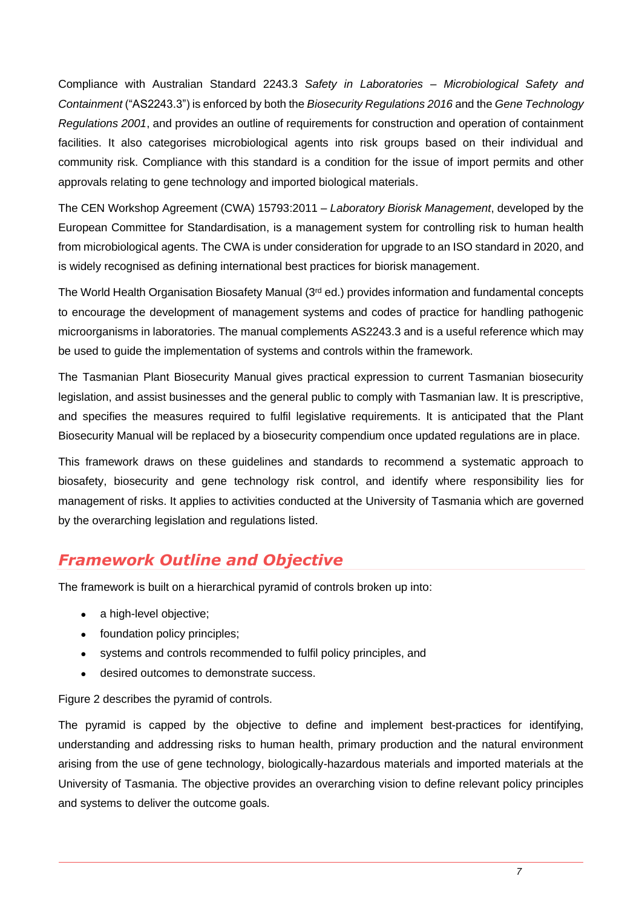Compliance with Australian Standard 2243.3 *Safety in Laboratories – Microbiological Safety and Containment* ("AS2243.3") is enforced by both the *Biosecurity Regulations 2016* and the *Gene Technology Regulations 2001*, and provides an outline of requirements for construction and operation of containment facilities. It also categorises microbiological agents into risk groups based on their individual and community risk. Compliance with this standard is a condition for the issue of import permits and other approvals relating to gene technology and imported biological materials.

The CEN Workshop Agreement (CWA) 15793:2011 – *Laboratory Biorisk Management*, developed by the European Committee for Standardisation, is a management system for controlling risk to human health from microbiological agents. The CWA is under consideration for upgrade to an ISO standard in 2020, and is widely recognised as defining international best practices for biorisk management.

The World Health Organisation Biosafety Manual (3rd ed.) provides information and fundamental concepts to encourage the development of management systems and codes of practice for handling pathogenic microorganisms in laboratories. The manual complements AS2243.3 and is a useful reference which may be used to guide the implementation of systems and controls within the framework.

The Tasmanian Plant Biosecurity Manual gives practical expression to current Tasmanian biosecurity legislation, and assist businesses and the general public to comply with Tasmanian law. It is prescriptive, and specifies the measures required to fulfil legislative requirements. It is anticipated that the Plant Biosecurity Manual will be replaced by a biosecurity compendium once updated regulations are in place.

This framework draws on these guidelines and standards to recommend a systematic approach to biosafety, biosecurity and gene technology risk control, and identify where responsibility lies for management of risks. It applies to activities conducted at the University of Tasmania which are governed by the overarching legislation and regulations listed.

## *Framework Outline and Objective*

The framework is built on a hierarchical pyramid of controls broken up into:

- a high-level objective;
- foundation policy principles;
- systems and controls recommended to fulfil policy principles, and
- desired outcomes to demonstrate success.

Figure 2 describes the pyramid of controls.

The pyramid is capped by the objective to define and implement best-practices for identifying, understanding and addressing risks to human health, primary production and the natural environment arising from the use of gene technology, biologically-hazardous materials and imported materials at the University of Tasmania. The objective provides an overarching vision to define relevant policy principles and systems to deliver the outcome goals.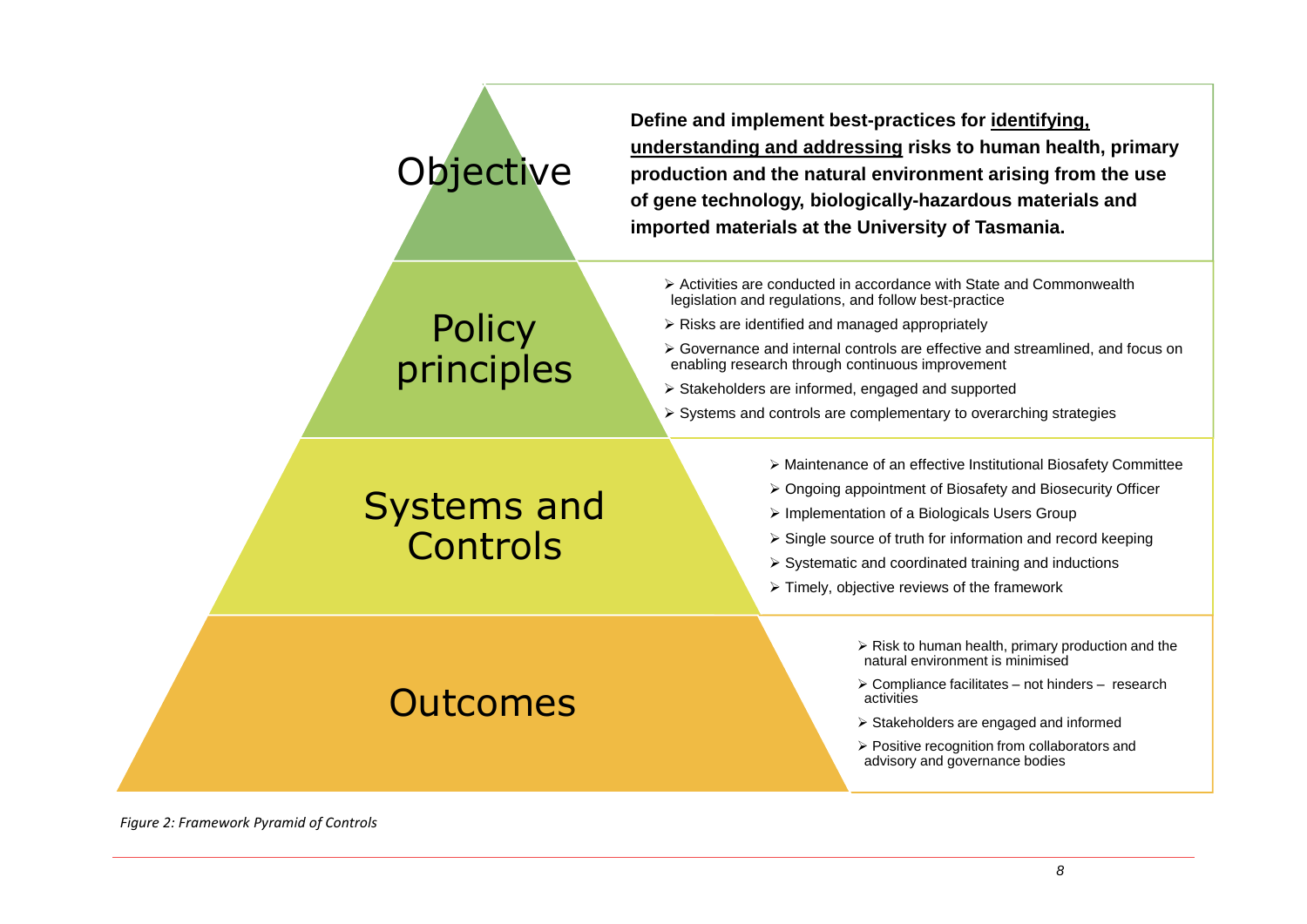## Objective

**Define and implement best-practices for <u>identifying, understanding and addressing</u> risks to human health, primary production and the natural environment arising from the use of gene technology, biologically-hazardous materials and imported materials at the University of Tasmania.**

## Policy principles

- Activities are conducted in accordance with State and Commonwealth legislation and regulations, and follow best-practice
- Risks are identified and managed appropriately
- Governance and internal controls are effective and streamlined, and focus on enabling research through continuous improvement
- Stakeholders are informed, engaged and supported
- Systems and controls are complementary to overarching strategies

## Systems and Controls

- Maintenance of an effective Institutional Biosafety Committee
- Ongoing appointment of Biosafety and Biosecurity Officer
- Implementation of a Biologicals Users Group
- Single source of truth for information and record keeping
- Systematic and coordinated training and inductions
- Timely, objective reviews of the framework

## Outcomes

- Risk to human health, primary production and the natural environment is minimised
- Compliance facilitates – not hinders – research activities
- Stakeholders are engaged and informed
- Positive recognition from collaborators and advisory and governance bodies

*Figure 2: Framework Pyramid of Controls*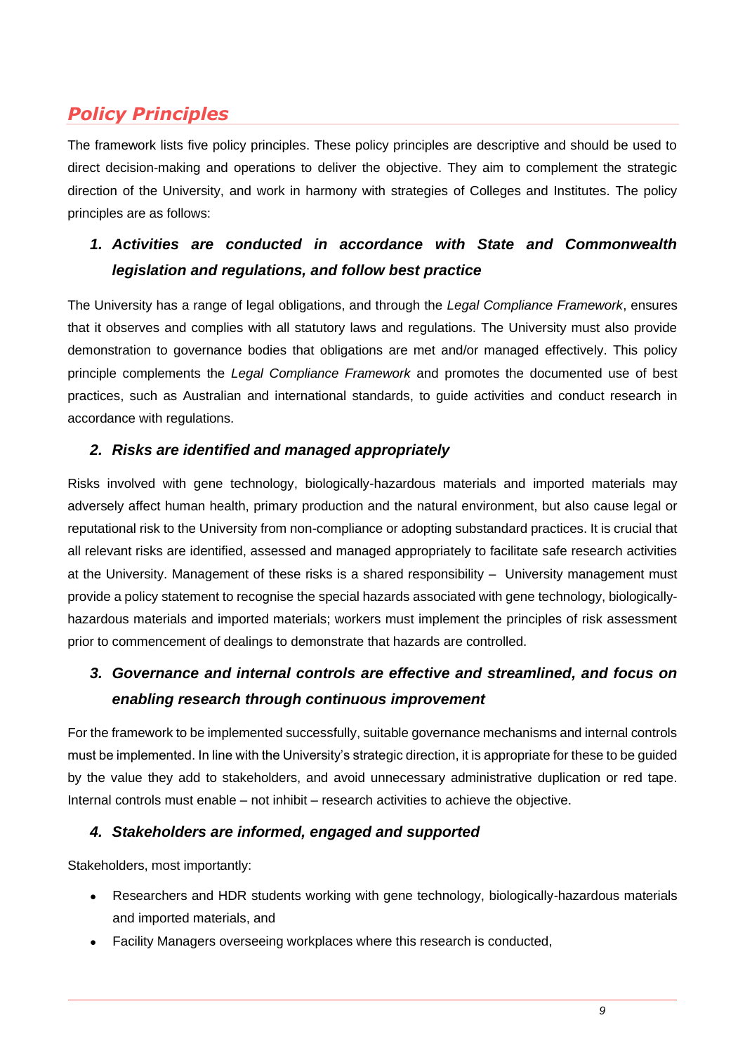## *Policy Principles*

The framework lists five policy principles. These policy principles are descriptive and should be used to direct decision-making and operations to deliver the objective. They aim to complement the strategic direction of the University, and work in harmony with strategies of Colleges and Institutes. The policy principles are as follows:

### *1. Activities are conducted in accordance with State and Commonwealth legislation and regulations, and follow best practice*

The University has a range of legal obligations, and through the *Legal Compliance Framework*, ensures that it observes and complies with all statutory laws and regulations. The University must also provide demonstration to governance bodies that obligations are met and/or managed effectively. This policy principle complements the *Legal Compliance Framework* and promotes the documented use of best practices, such as Australian and international standards, to guide activities and conduct research in accordance with regulations.

### *2. Risks are identified and managed appropriately*

Risks involved with gene technology, biologically-hazardous materials and imported materials may adversely affect human health, primary production and the natural environment, but also cause legal or reputational risk to the University from non-compliance or adopting substandard practices. It is crucial that all relevant risks are identified, assessed and managed appropriately to facilitate safe research activities at the University. Management of these risks is a shared responsibility – University management must provide a policy statement to recognise the special hazards associated with gene technology, biologically-hazardous materials and imported materials; workers must implement the principles of risk assessment prior to commencement of dealings to demonstrate that hazards are controlled.

### *3. Governance and internal controls are effective and streamlined, and focus on enabling research through continuous improvement*

For the framework to be implemented successfully, suitable governance mechanisms and internal controls must be implemented. In line with the University's strategic direction, it is appropriate for these to be guided by the value they add to stakeholders, and avoid unnecessary administrative duplication or red tape. Internal controls must enable – not inhibit – research activities to achieve the objective.

### *4. Stakeholders are informed, engaged and supported*

Stakeholders, most importantly:

- Researchers and HDR students working with gene technology, biologically-hazardous materials and imported materials, and
- Facility Managers overseeing workplaces where this research is conducted,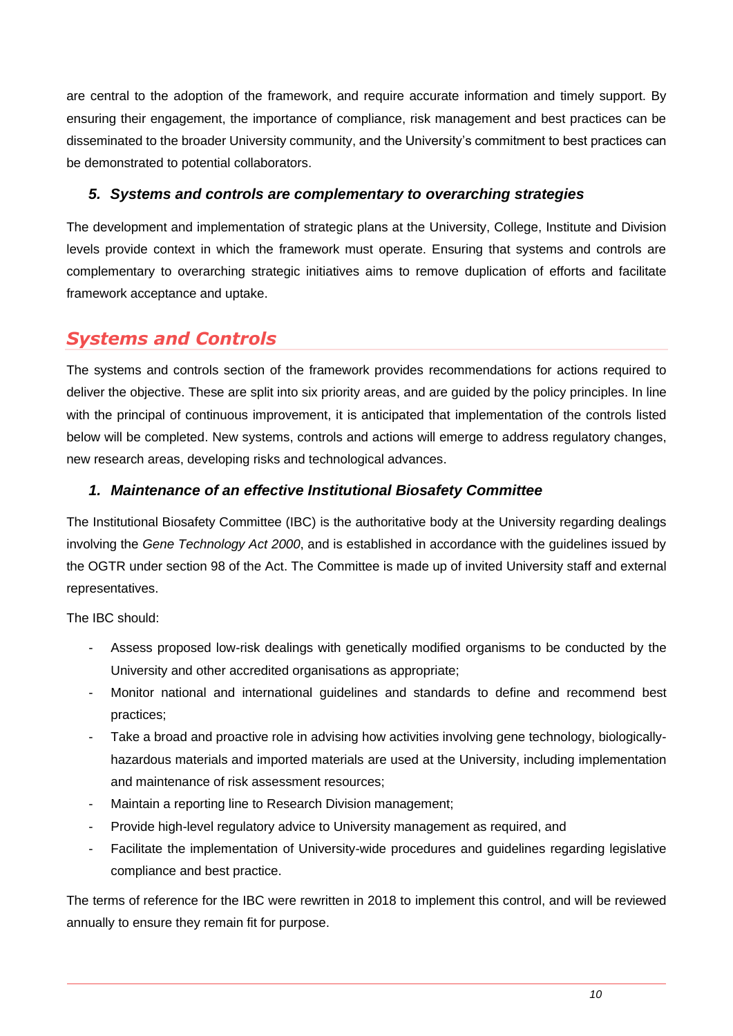are central to the adoption of the framework, and require accurate information and timely support. By ensuring their engagement, the importance of compliance, risk management and best practices can be disseminated to the broader University community, and the University's commitment to best practices can be demonstrated to potential collaborators.

### *5. Systems and controls are complementary to overarching strategies*

The development and implementation of strategic plans at the University, College, Institute and Division levels provide context in which the framework must operate. Ensuring that systems and controls are complementary to overarching strategic initiatives aims to remove duplication of efforts and facilitate framework acceptance and uptake.

## *Systems and Controls*

The systems and controls section of the framework provides recommendations for actions required to deliver the objective. These are split into six priority areas, and are guided by the policy principles. In line with the principal of continuous improvement, it is anticipated that implementation of the controls listed below will be completed. New systems, controls and actions will emerge to address regulatory changes, new research areas, developing risks and technological advances.

### *1. Maintenance of an effective Institutional Biosafety Committee*

The Institutional Biosafety Committee (IBC) is the authoritative body at the University regarding dealings involving the *Gene Technology Act 2000*, and is established in accordance with the guidelines issued by the OGTR under section 98 of the Act. The Committee is made up of invited University staff and external representatives.

The IBC should:

- Assess proposed low-risk dealings with genetically modified organisms to be conducted by the University and other accredited organisations as appropriate;
- Monitor national and international guidelines and standards to define and recommend best practices;
- Take a broad and proactive role in advising how activities involving gene technology, biologically-hazardous materials and imported materials are used at the University, including implementation and maintenance of risk assessment resources;
- Maintain a reporting line to Research Division management;
- Provide high-level regulatory advice to University management as required, and
- Facilitate the implementation of University-wide procedures and guidelines regarding legislative compliance and best practice.

The terms of reference for the IBC were rewritten in 2018 to implement this control, and will be reviewed annually to ensure they remain fit for purpose.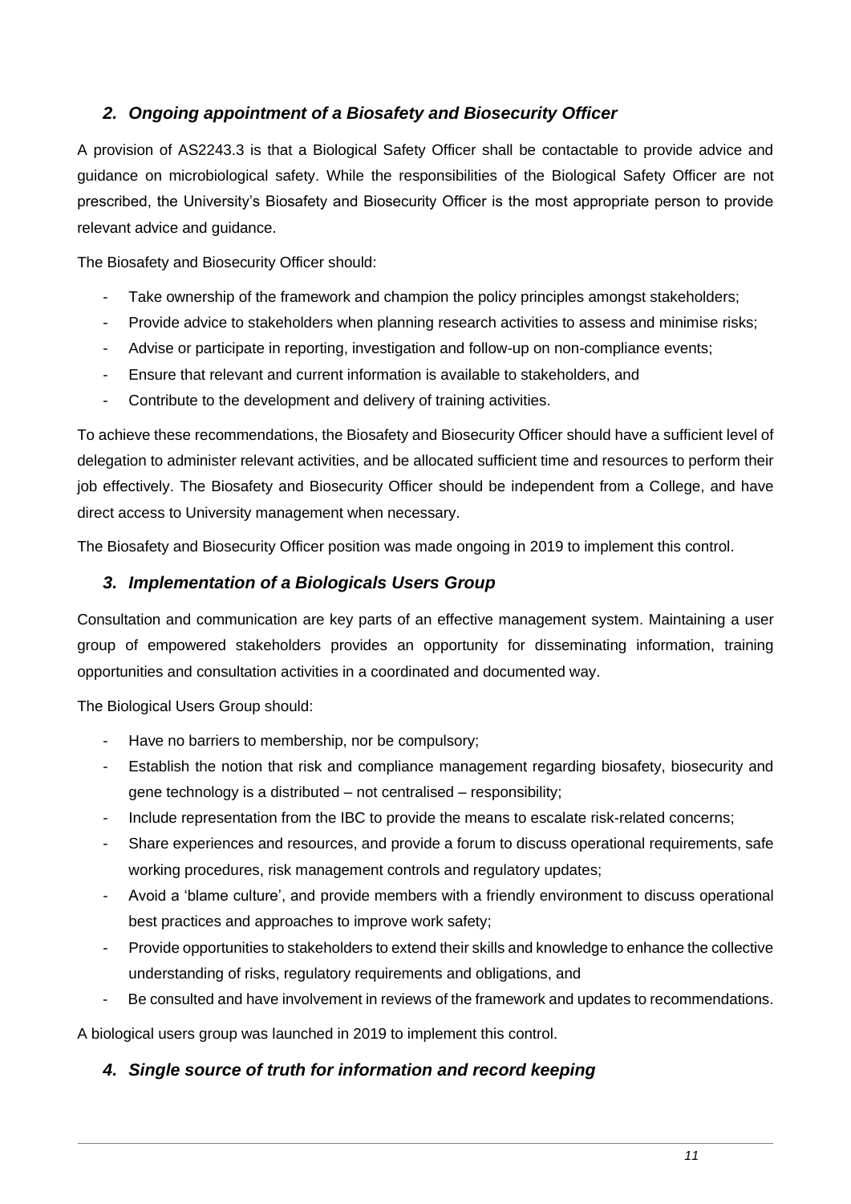## *2. Ongoing appointment of a Biosafety and Biosecurity Officer*

A provision of AS2243.3 is that a Biological Safety Officer shall be contactable to provide advice and guidance on microbiological safety. While the responsibilities of the Biological Safety Officer are not prescribed, the University's Biosafety and Biosecurity Officer is the most appropriate person to provide relevant advice and guidance.

The Biosafety and Biosecurity Officer should:

- Take ownership of the framework and champion the policy principles amongst stakeholders;
- Provide advice to stakeholders when planning research activities to assess and minimise risks;
- Advise or participate in reporting, investigation and follow-up on non-compliance events;
- Ensure that relevant and current information is available to stakeholders, and
- Contribute to the development and delivery of training activities.

To achieve these recommendations, the Biosafety and Biosecurity Officer should have a sufficient level of delegation to administer relevant activities, and be allocated sufficient time and resources to perform their job effectively. The Biosafety and Biosecurity Officer should be independent from a College, and have direct access to University management when necessary.

The Biosafety and Biosecurity Officer position was made ongoing in 2019 to implement this control.

## *3. Implementation of a Biologicals Users Group*

Consultation and communication are key parts of an effective management system. Maintaining a user group of empowered stakeholders provides an opportunity for disseminating information, training opportunities and consultation activities in a coordinated and documented way.

The Biological Users Group should:

- Have no barriers to membership, nor be compulsory;
- Establish the notion that risk and compliance management regarding biosafety, biosecurity and gene technology is a distributed – not centralised – responsibility;
- Include representation from the IBC to provide the means to escalate risk-related concerns;
- Share experiences and resources, and provide a forum to discuss operational requirements, safe working procedures, risk management controls and regulatory updates;
- Avoid a 'blame culture', and provide members with a friendly environment to discuss operational best practices and approaches to improve work safety;
- Provide opportunities to stakeholders to extend their skills and knowledge to enhance the collective understanding of risks, regulatory requirements and obligations, and
- Be consulted and have involvement in reviews of the framework and updates to recommendations.

A biological users group was launched in 2019 to implement this control.

## *4. Single source of truth for information and record keeping*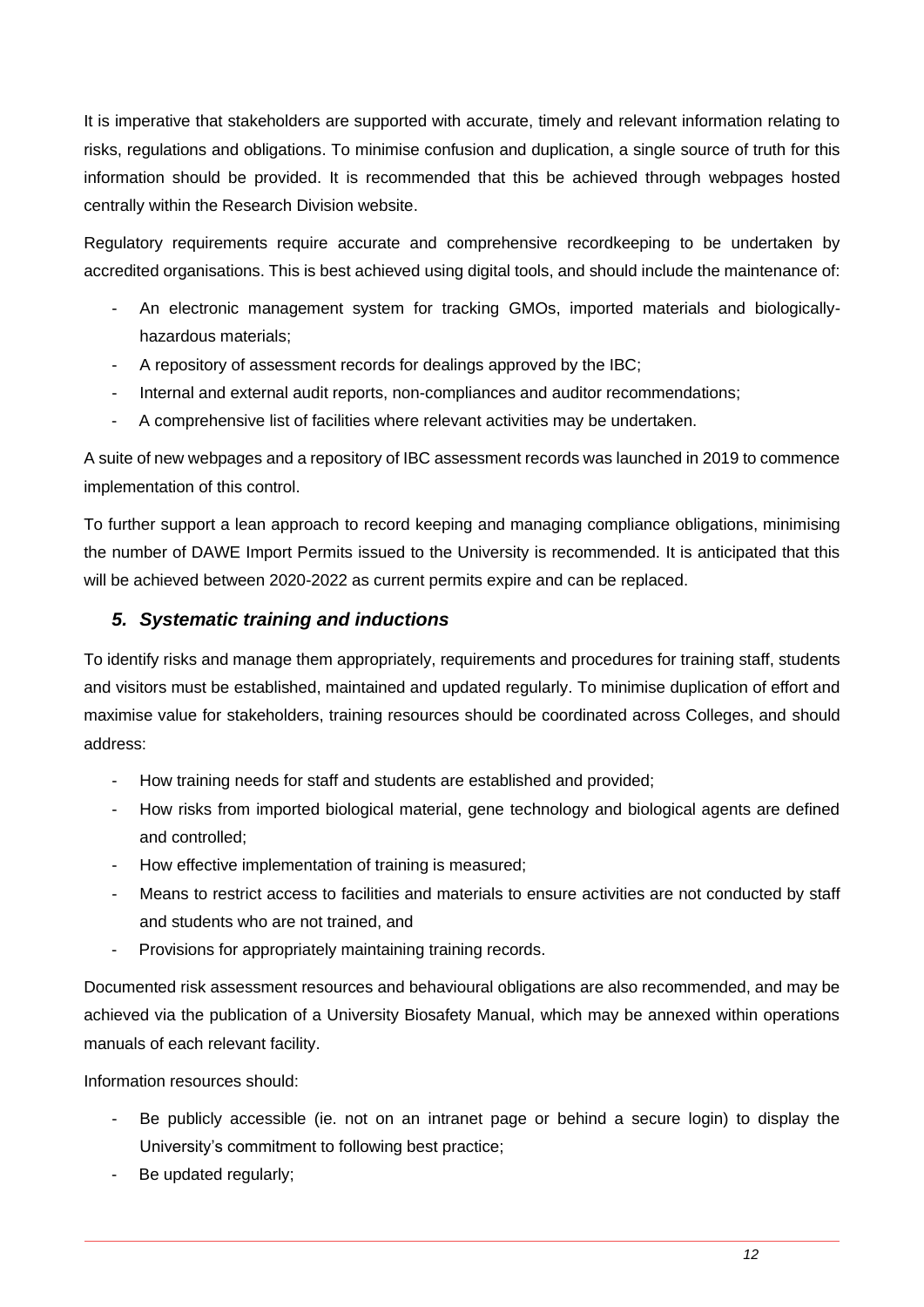It is imperative that stakeholders are supported with accurate, timely and relevant information relating to risks, regulations and obligations. To minimise confusion and duplication, a single source of truth for this information should be provided. It is recommended that this be achieved through webpages hosted centrally within the Research Division website.

Regulatory requirements require accurate and comprehensive recordkeeping to be undertaken by accredited organisations. This is best achieved using digital tools, and should include the maintenance of:

- An electronic management system for tracking GMOs, imported materials and biologically-hazardous materials;
- A repository of assessment records for dealings approved by the IBC;
- Internal and external audit reports, non-compliances and auditor recommendations;
- A comprehensive list of facilities where relevant activities may be undertaken.

A suite of new webpages and a repository of IBC assessment records was launched in 2019 to commence implementation of this control.

To further support a lean approach to record keeping and managing compliance obligations, minimising the number of DAWE Import Permits issued to the University is recommended. It is anticipated that this will be achieved between 2020-2022 as current permits expire and can be replaced.

### *5. Systematic training and inductions*

To identify risks and manage them appropriately, requirements and procedures for training staff, students and visitors must be established, maintained and updated regularly. To minimise duplication of effort and maximise value for stakeholders, training resources should be coordinated across Colleges, and should address:

- How training needs for staff and students are established and provided;
- How risks from imported biological material, gene technology and biological agents are defined and controlled;
- How effective implementation of training is measured;
- Means to restrict access to facilities and materials to ensure activities are not conducted by staff and students who are not trained, and
- Provisions for appropriately maintaining training records.

Documented risk assessment resources and behavioural obligations are also recommended, and may be achieved via the publication of a University Biosafety Manual, which may be annexed within operations manuals of each relevant facility.

Information resources should:

- Be publicly accessible (ie. not on an intranet page or behind a secure login) to display the University's commitment to following best practice;
- Be updated regularly;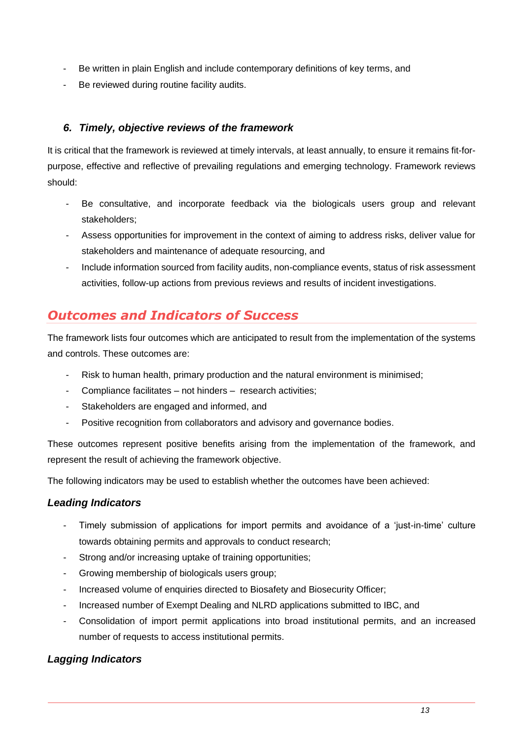- Be written in plain English and include contemporary definitions of key terms, and
- Be reviewed during routine facility audits.

### *6. Timely, objective reviews of the framework*

It is critical that the framework is reviewed at timely intervals, at least annually, to ensure it remains fit-for-purpose, effective and reflective of prevailing regulations and emerging technology. Framework reviews should:

- Be consultative, and incorporate feedback via the biologicals users group and relevant stakeholders;
- Assess opportunities for improvement in the context of aiming to address risks, deliver value for stakeholders and maintenance of adequate resourcing, and
- Include information sourced from facility audits, non-compliance events, status of risk assessment activities, follow-up actions from previous reviews and results of incident investigations.

## *Outcomes and Indicators of Success*

The framework lists four outcomes which are anticipated to result from the implementation of the systems and controls. These outcomes are:

- Risk to human health, primary production and the natural environment is minimised;
- Compliance facilitates – not hinders – research activities;
- Stakeholders are engaged and informed, and
- Positive recognition from collaborators and advisory and governance bodies.

These outcomes represent positive benefits arising from the implementation of the framework, and represent the result of achieving the framework objective.

The following indicators may be used to establish whether the outcomes have been achieved:

### *Leading Indicators*

- Timely submission of applications for import permits and avoidance of a 'just-in-time' culture towards obtaining permits and approvals to conduct research;
- Strong and/or increasing uptake of training opportunities;
- Growing membership of biologicals users group;
- Increased volume of enquiries directed to Biosafety and Biosecurity Officer;
- Increased number of Exempt Dealing and NLRD applications submitted to IBC, and
- Consolidation of import permit applications into broad institutional permits, and an increased number of requests to access institutional permits.

### *Lagging Indicators*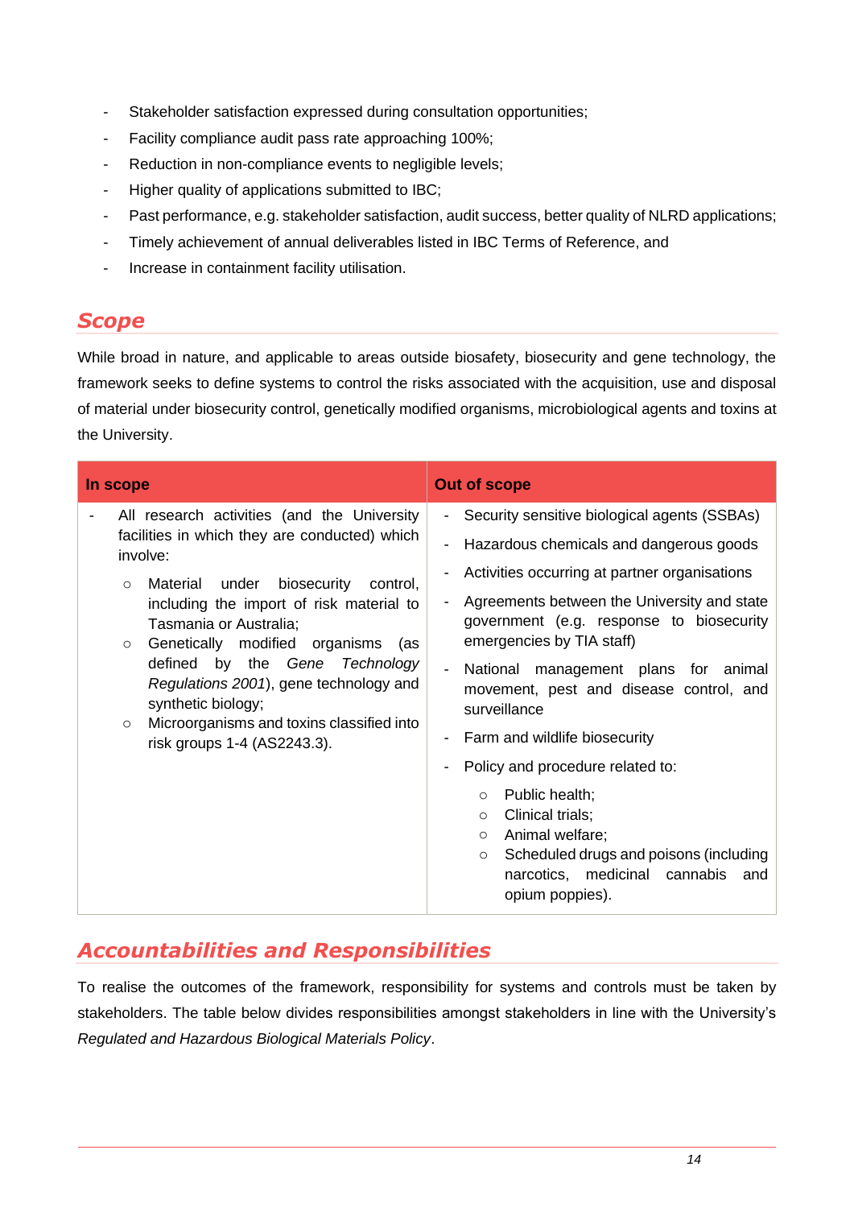- Stakeholder satisfaction expressed during consultation opportunities;
- Facility compliance audit pass rate approaching 100%;
- Reduction in non-compliance events to negligible levels;
- Higher quality of applications submitted to IBC;
- Past performance, e.g. stakeholder satisfaction, audit success, better quality of NLRD applications;
- Timely achievement of annual deliverables listed in IBC Terms of Reference, and
- Increase in containment facility utilisation.

## *Scope*

While broad in nature, and applicable to areas outside biosafety, biosecurity and gene technology, the framework seeks to define systems to control the risks associated with the acquisition, use and disposal of material under biosecurity control, genetically modified organisms, microbiological agents and toxins at the University.

| In scope | Out of scope |
|---|---|
| - All research activities (and the University facilities in which they are conducted) which involve:<br>○ Material under biosecurity control, including the import of risk material to Tasmania or Australia;<br>○ Genetically modified organisms (as defined by the *Gene Technology Regulations 2001*), gene technology and synthetic biology;<br>○ Microorganisms and toxins classified into risk groups 1-4 (AS2243.3). | - Security sensitive biological agents (SSBAs)<br>- Hazardous chemicals and dangerous goods<br>- Activities occurring at partner organisations<br>- Agreements between the University and state government (e.g. response to biosecurity emergencies by TIA staff)<br>- National management plans for animal movement, pest and disease control, and surveillance<br>- Farm and wildlife biosecurity<br>- Policy and procedure related to:<br>○ Public health;<br>○ Clinical trials;<br>○ Animal welfare;<br>○ Scheduled drugs and poisons (including narcotics, medicinal cannabis and opium poppies). |

## *Accountabilities and Responsibilities*

To realise the outcomes of the framework, responsibility for systems and controls must be taken by stakeholders. The table below divides responsibilities amongst stakeholders in line with the University's *Regulated and Hazardous Biological Materials Policy*.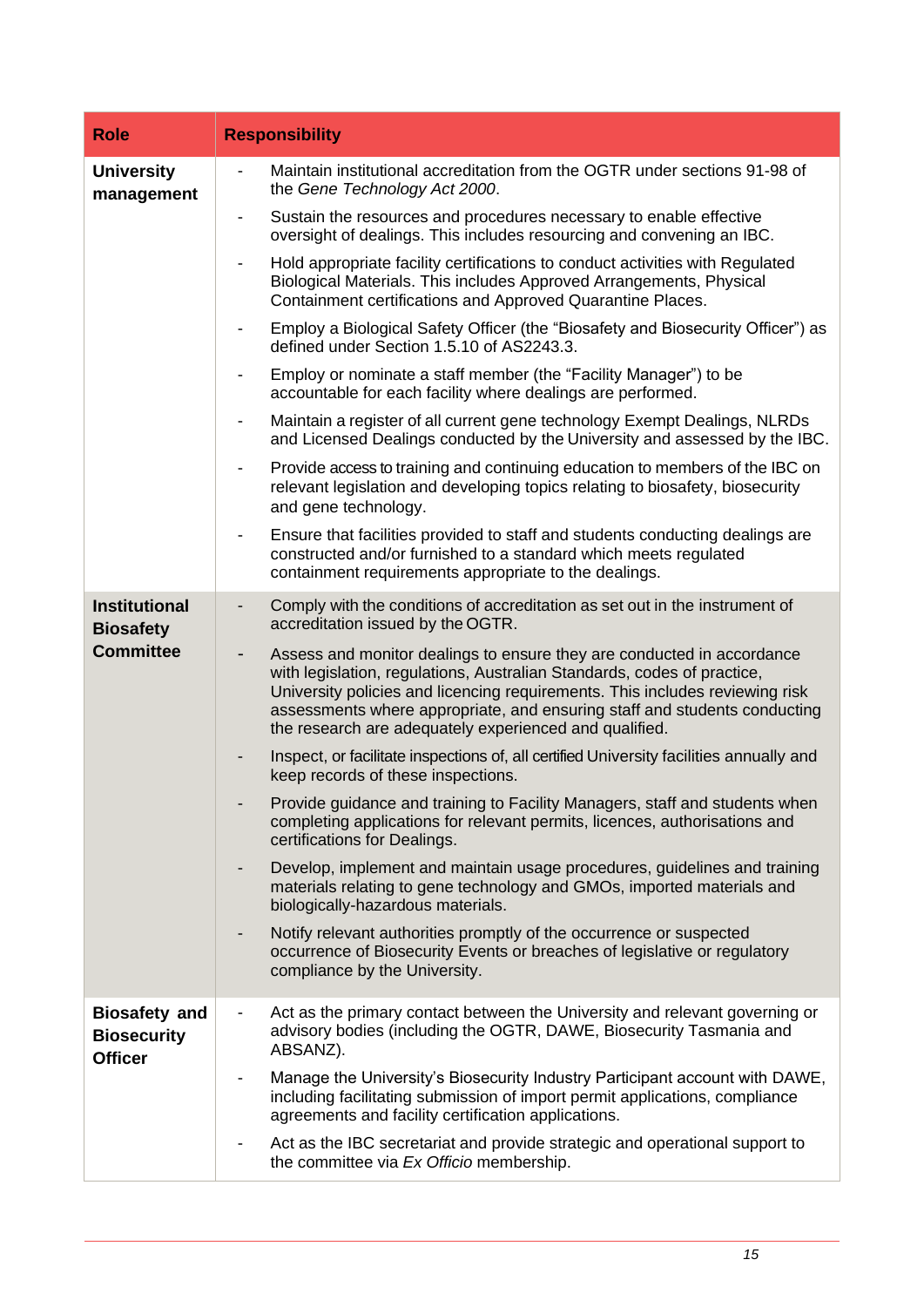| Role | Responsibility |
|---|---|
| **University management** | - Maintain institutional accreditation from the OGTR under sections 91-98 of the *Gene Technology Act 2000*.<br>- Sustain the resources and procedures necessary to enable effective oversight of dealings. This includes resourcing and convening an IBC.<br>- Hold appropriate facility certifications to conduct activities with Regulated Biological Materials. This includes Approved Arrangements, Physical Containment certifications and Approved Quarantine Places.<br>- Employ a Biological Safety Officer (the "Biosafety and Biosecurity Officer") as defined under Section 1.5.10 of AS2243.3.<br>- Employ or nominate a staff member (the "Facility Manager") to be accountable for each facility where dealings are performed.<br>- Maintain a register of all current gene technology Exempt Dealings, NLRDs and Licensed Dealings conducted by the University and assessed by the IBC.<br>- Provide access to training and continuing education to members of the IBC on relevant legislation and developing topics relating to biosafety, biosecurity and gene technology.<br>- Ensure that facilities provided to staff and students conducting dealings are constructed and/or furnished to a standard which meets regulated containment requirements appropriate to the dealings. |
| **Institutional Biosafety Committee** | - Comply with the conditions of accreditation as set out in the instrument of accreditation issued by the OGTR.<br>- Assess and monitor dealings to ensure they are conducted in accordance with legislation, regulations, Australian Standards, codes of practice, University policies and licencing requirements. This includes reviewing risk assessments where appropriate, and ensuring staff and students conducting the research are adequately experienced and qualified.<br>- Inspect, or facilitate inspections of, all certified University facilities annually and keep records of these inspections.<br>- Provide guidance and training to Facility Managers, staff and students when completing applications for relevant permits, licences, authorisations and certifications for Dealings.<br>- Develop, implement and maintain usage procedures, guidelines and training materials relating to gene technology and GMOs, imported materials and biologically-hazardous materials.<br>- Notify relevant authorities promptly of the occurrence or suspected occurrence of Biosecurity Events or breaches of legislative or regulatory compliance by the University. |
| **Biosafety and Biosecurity Officer** | - Act as the primary contact between the University and relevant governing or advisory bodies (including the OGTR, DAWE, Biosecurity Tasmania and ABSANZ).<br>- Manage the University's Biosecurity Industry Participant account with DAWE, including facilitating submission of import permit applications, compliance agreements and facility certification applications.<br>- Act as the IBC secretariat and provide strategic and operational support to the committee via *Ex Officio* membership. |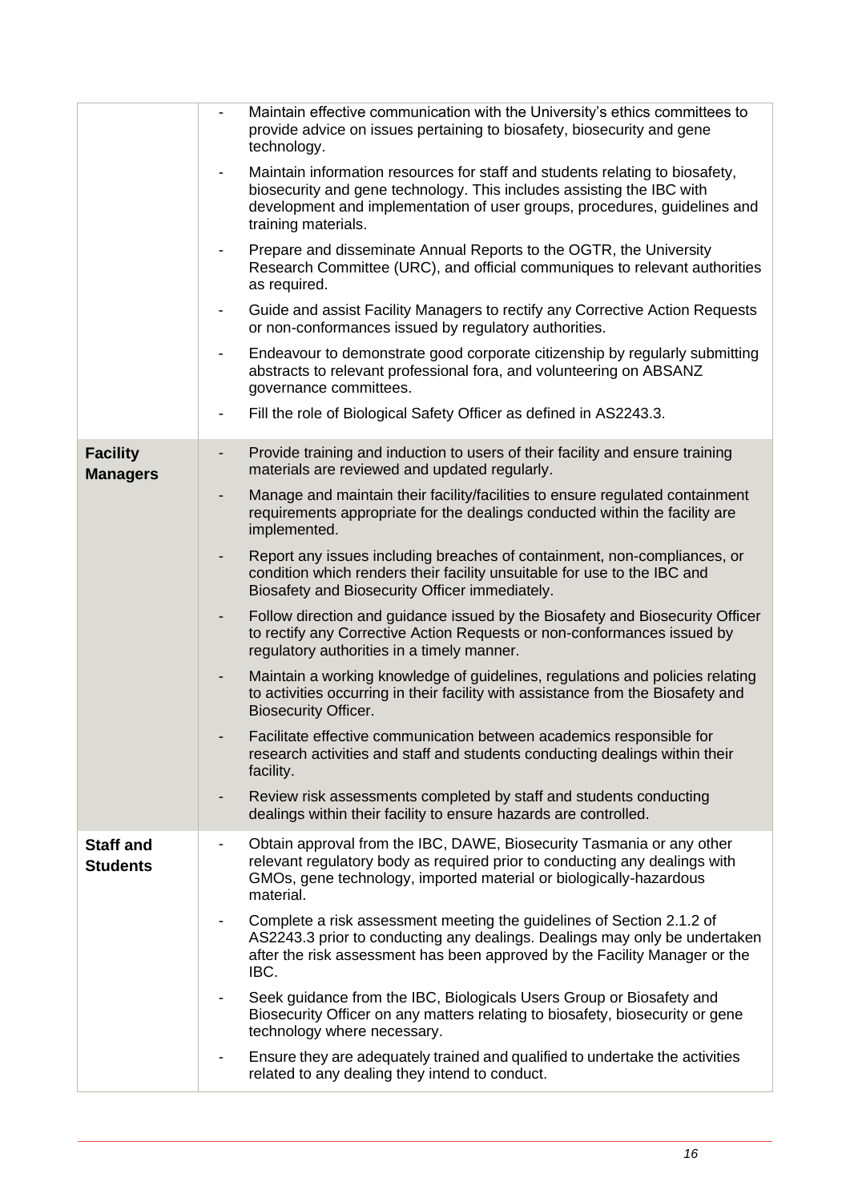| | |
|---|---|
| | - Maintain effective communication with the University's ethics committees to provide advice on issues pertaining to biosafety, biosecurity and gene technology.<br>- Maintain information resources for staff and students relating to biosafety, biosecurity and gene technology. This includes assisting the IBC with development and implementation of user groups, procedures, guidelines and training materials.<br>- Prepare and disseminate Annual Reports to the OGTR, the University Research Committee (URC), and official communiques to relevant authorities as required.<br>- Guide and assist Facility Managers to rectify any Corrective Action Requests or non-conformances issued by regulatory authorities.<br>- Endeavour to demonstrate good corporate citizenship by regularly submitting abstracts to relevant professional fora, and volunteering on ABSANZ governance committees.<br>- Fill the role of Biological Safety Officer as defined in AS2243.3. |
| **Facility Managers** | - Provide training and induction to users of their facility and ensure training materials are reviewed and updated regularly.<br>- Manage and maintain their facility/facilities to ensure regulated containment requirements appropriate for the dealings conducted within the facility are implemented.<br>- Report any issues including breaches of containment, non-compliances, or condition which renders their facility unsuitable for use to the IBC and Biosafety and Biosecurity Officer immediately.<br>- Follow direction and guidance issued by the Biosafety and Biosecurity Officer to rectify any Corrective Action Requests or non-conformances issued by regulatory authorities in a timely manner.<br>- Maintain a working knowledge of guidelines, regulations and policies relating to activities occurring in their facility with assistance from the Biosafety and Biosecurity Officer.<br>- Facilitate effective communication between academics responsible for research activities and staff and students conducting dealings within their facility.<br>- Review risk assessments completed by staff and students conducting dealings within their facility to ensure hazards are controlled. |
| **Staff and Students** | - Obtain approval from the IBC, DAWE, Biosecurity Tasmania or any other relevant regulatory body as required prior to conducting any dealings with GMOs, gene technology, imported material or biologically-hazardous material.<br>- Complete a risk assessment meeting the guidelines of Section 2.1.2 of AS2243.3 prior to conducting any dealings. Dealings may only be undertaken after the risk assessment has been approved by the Facility Manager or the IBC.<br>- Seek guidance from the IBC, Biologicals Users Group or Biosafety and Biosecurity Officer on any matters relating to biosafety, biosecurity or gene technology where necessary.<br>- Ensure they are adequately trained and qualified to undertake the activities related to any dealing they intend to conduct. |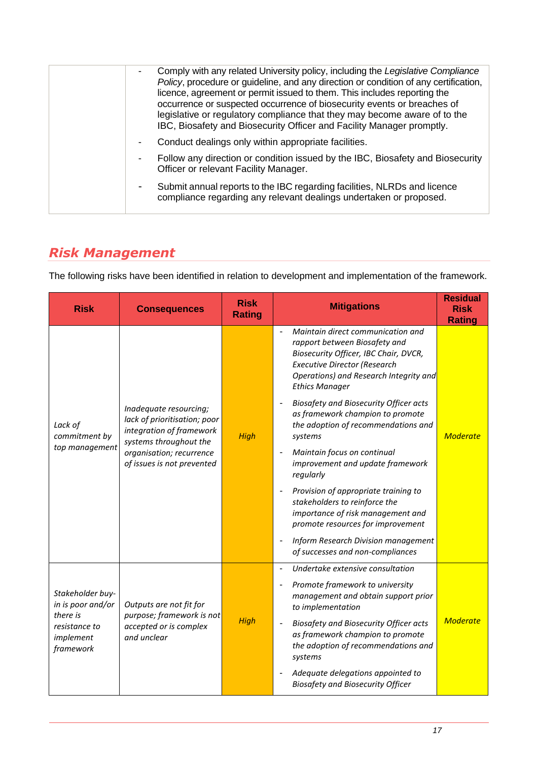| | - Comply with any related University policy, including the *Legislative Compliance Policy*, procedure or guideline, and any direction or condition of any certification, licence, agreement or permit issued to them. This includes reporting the occurrence or suspected occurrence of biosecurity events or breaches of legislative or regulatory compliance that they may become aware of to the IBC, Biosafety and Biosecurity Officer and Facility Manager promptly.<br>- Conduct dealings only within appropriate facilities.<br>- Follow any direction or condition issued by the IBC, Biosafety and Biosecurity Officer or relevant Facility Manager.<br>- Submit annual reports to the IBC regarding facilities, NLRDs and licence compliance regarding any relevant dealings undertaken or proposed. |
|---|---|

## *Risk Management*

The following risks have been identified in relation to development and implementation of the framework.

| Risk | Consequences | Risk Rating | Mitigations | Residual Risk Rating |
|---|---|---|---|---|
| *Lack of commitment by top management* | *Inadequate resourcing; lack of prioritisation; poor integration of framework systems throughout the organisation; recurrence of issues is not prevented* | *High* | - *Maintain direct communication and rapport between Biosafety and Biosecurity Officer, IBC Chair, DVCR, Executive Director (Research Operations) and Research Integrity and Ethics Manager*<br>- *Biosafety and Biosecurity Officer acts as framework champion to promote the adoption of recommendations and systems*<br>- *Maintain focus on continual improvement and update framework regularly*<br>- *Provision of appropriate training to stakeholders to reinforce the importance of risk management and promote resources for improvement*<br>- *Inform Research Division management of successes and non-compliances* | *Moderate* |
| *Stakeholder buy-in is poor and/or there is resistance to implement framework* | *Outputs are not fit for purpose; framework is not accepted or is complex and unclear* | *High* | - *Undertake extensive consultation*<br>- *Promote framework to university management and obtain support prior to implementation*<br>- *Biosafety and Biosecurity Officer acts as framework champion to promote the adoption of recommendations and systems*<br>- *Adequate delegations appointed to Biosafety and Biosecurity Officer* | *Moderate* |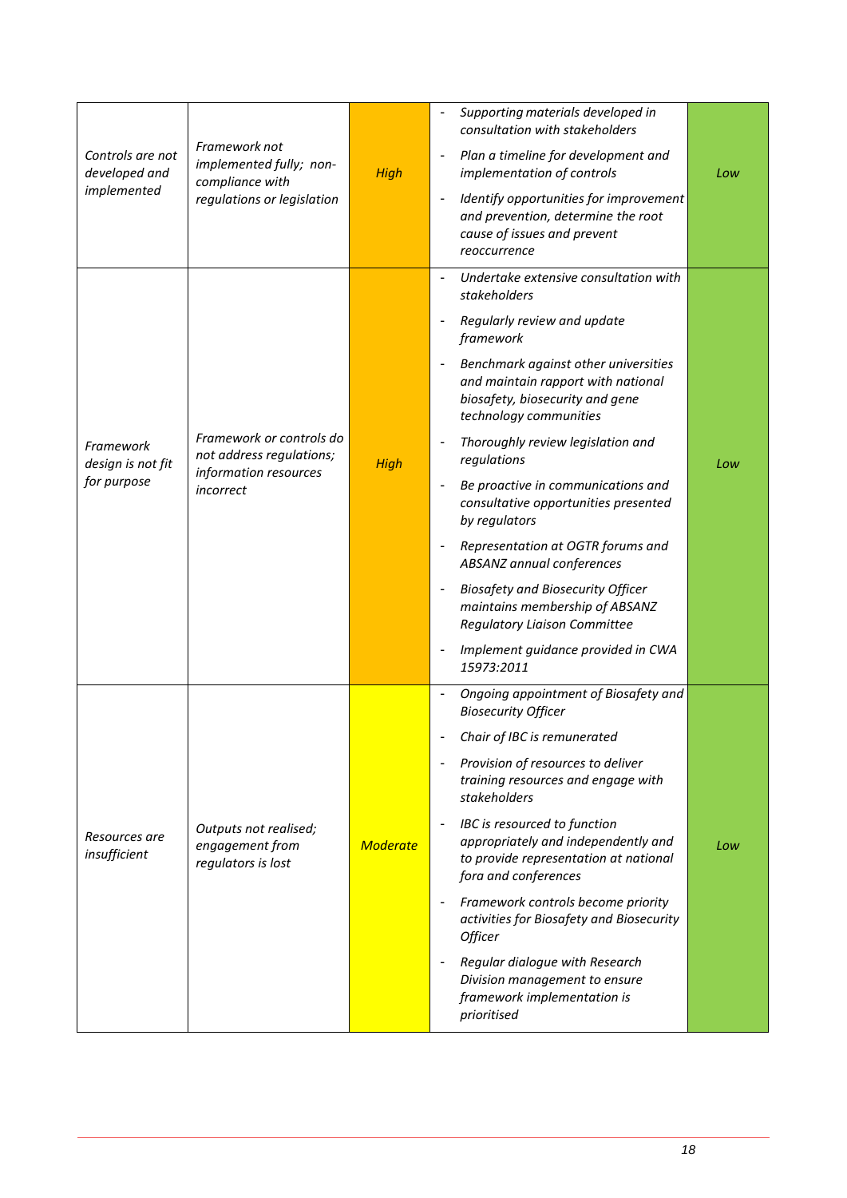| | | | | |
|---|---|---|---|---|
| *Controls are not developed and implemented* | *Framework not implemented fully; non-compliance with regulations or legislation* | *High* | - *Supporting materials developed in consultation with stakeholders*<br>- *Plan a timeline for development and implementation of controls*<br>- *Identify opportunities for improvement and prevention, determine the root cause of issues and prevent reoccurrence* | *Low* |
| *Framework design is not fit for purpose* | *Framework or controls do not address regulations; information resources incorrect* | *High* | - *Undertake extensive consultation with stakeholders*<br>- *Regularly review and update framework*<br>- *Benchmark against other universities and maintain rapport with national biosafety, biosecurity and gene technology communities*<br>- *Thoroughly review legislation and regulations*<br>- *Be proactive in communications and consultative opportunities presented by regulators*<br>- *Representation at OGTR forums and ABSANZ annual conferences*<br>- *Biosafety and Biosecurity Officer maintains membership of ABSANZ Regulatory Liaison Committee*<br>- *Implement guidance provided in CWA 15973:2011* | *Low* |
| *Resources are insufficient* | *Outputs not realised; engagement from regulators is lost* | *Moderate* | - *Ongoing appointment of Biosafety and Biosecurity Officer*<br>- *Chair of IBC is remunerated*<br>- *Provision of resources to deliver training resources and engage with stakeholders*<br>- *IBC is resourced to function appropriately and independently and to provide representation at national fora and conferences*<br>- *Framework controls become priority activities for Biosafety and Biosecurity Officer*<br>- *Regular dialogue with Research Division management to ensure framework implementation is prioritised* | *Low* |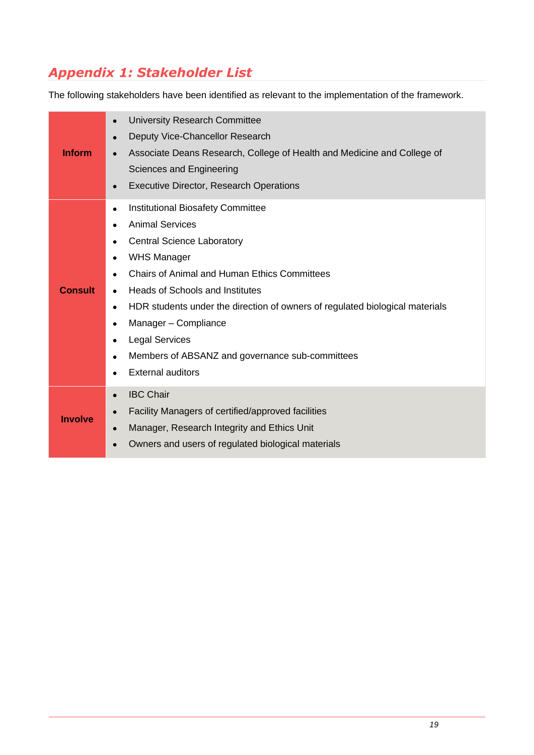## Appendix 1: Stakeholder List

The following stakeholders have been identified as relevant to the implementation of the framework.

| | |
|---|---|
| **Inform** | • University Research Committee<br>• Deputy Vice-Chancellor Research<br>• Associate Deans Research, College of Health and Medicine and College of Sciences and Engineering<br>• Executive Director, Research Operations |
| **Consult** | • Institutional Biosafety Committee<br>• Animal Services<br>• Central Science Laboratory<br>• WHS Manager<br>• Chairs of Animal and Human Ethics Committees<br>• Heads of Schools and Institutes<br>• HDR students under the direction of owners of regulated biological materials<br>• Manager – Compliance<br>• Legal Services<br>• Members of ABSANZ and governance sub-committees<br>• External auditors |
| **Involve** | • IBC Chair<br>• Facility Managers of certified/approved facilities<br>• Manager, Research Integrity and Ethics Unit<br>• Owners and users of regulated biological materials |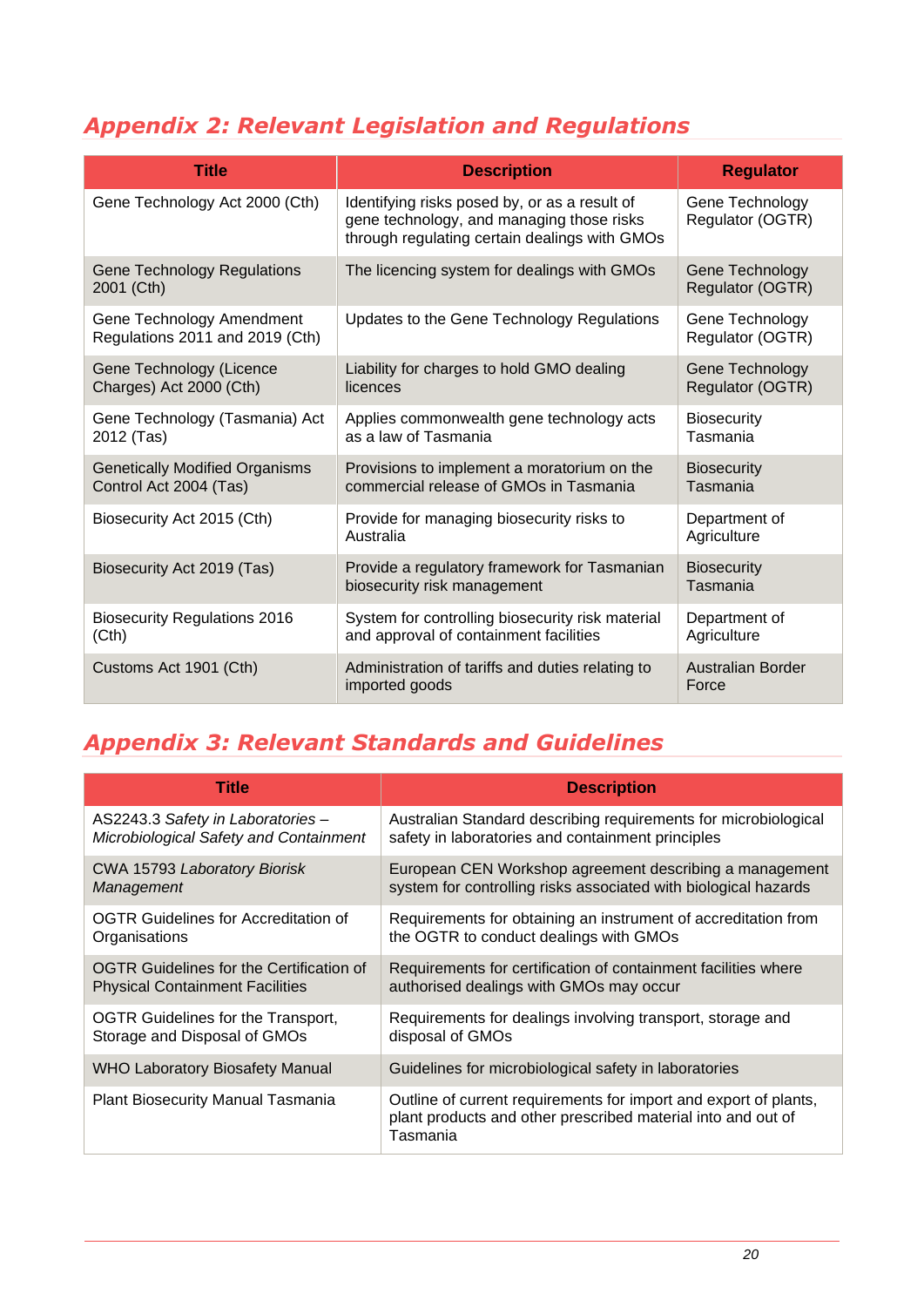## *Appendix 2: Relevant Legislation and Regulations*

| Title | Description | Regulator |
|---|---|---|
| Gene Technology Act 2000 (Cth) | Identifying risks posed by, or as a result of gene technology, and managing those risks through regulating certain dealings with GMOs | Gene Technology Regulator (OGTR) |
| Gene Technology Regulations 2001 (Cth) | The licencing system for dealings with GMOs | Gene Technology Regulator (OGTR) |
| Gene Technology Amendment Regulations 2011 and 2019 (Cth) | Updates to the Gene Technology Regulations | Gene Technology Regulator (OGTR) |
| Gene Technology (Licence Charges) Act 2000 (Cth) | Liability for charges to hold GMO dealing licences | Gene Technology Regulator (OGTR) |
| Gene Technology (Tasmania) Act 2012 (Tas) | Applies commonwealth gene technology acts as a law of Tasmania | Biosecurity Tasmania |
| Genetically Modified Organisms Control Act 2004 (Tas) | Provisions to implement a moratorium on the commercial release of GMOs in Tasmania | Biosecurity Tasmania |
| Biosecurity Act 2015 (Cth) | Provide for managing biosecurity risks to Australia | Department of Agriculture |
| Biosecurity Act 2019 (Tas) | Provide a regulatory framework for Tasmanian biosecurity risk management | Biosecurity Tasmania |
| Biosecurity Regulations 2016 (Cth) | System for controlling biosecurity risk material and approval of containment facilities | Department of Agriculture |
| Customs Act 1901 (Cth) | Administration of tariffs and duties relating to imported goods | Australian Border Force |

## *Appendix 3: Relevant Standards and Guidelines*

| Title | Description |
|---|---|
| AS2243.3 *Safety in Laboratories – Microbiological Safety and Containment* | Australian Standard describing requirements for microbiological safety in laboratories and containment principles |
| CWA 15793 *Laboratory Biorisk Management* | European CEN Workshop agreement describing a management system for controlling risks associated with biological hazards |
| OGTR Guidelines for Accreditation of Organisations | Requirements for obtaining an instrument of accreditation from the OGTR to conduct dealings with GMOs |
| OGTR Guidelines for the Certification of Physical Containment Facilities | Requirements for certification of containment facilities where authorised dealings with GMOs may occur |
| OGTR Guidelines for the Transport, Storage and Disposal of GMOs | Requirements for dealings involving transport, storage and disposal of GMOs |
| WHO Laboratory Biosafety Manual | Guidelines for microbiological safety in laboratories |
| Plant Biosecurity Manual Tasmania | Outline of current requirements for import and export of plants, plant products and other prescribed material into and out of Tasmania |